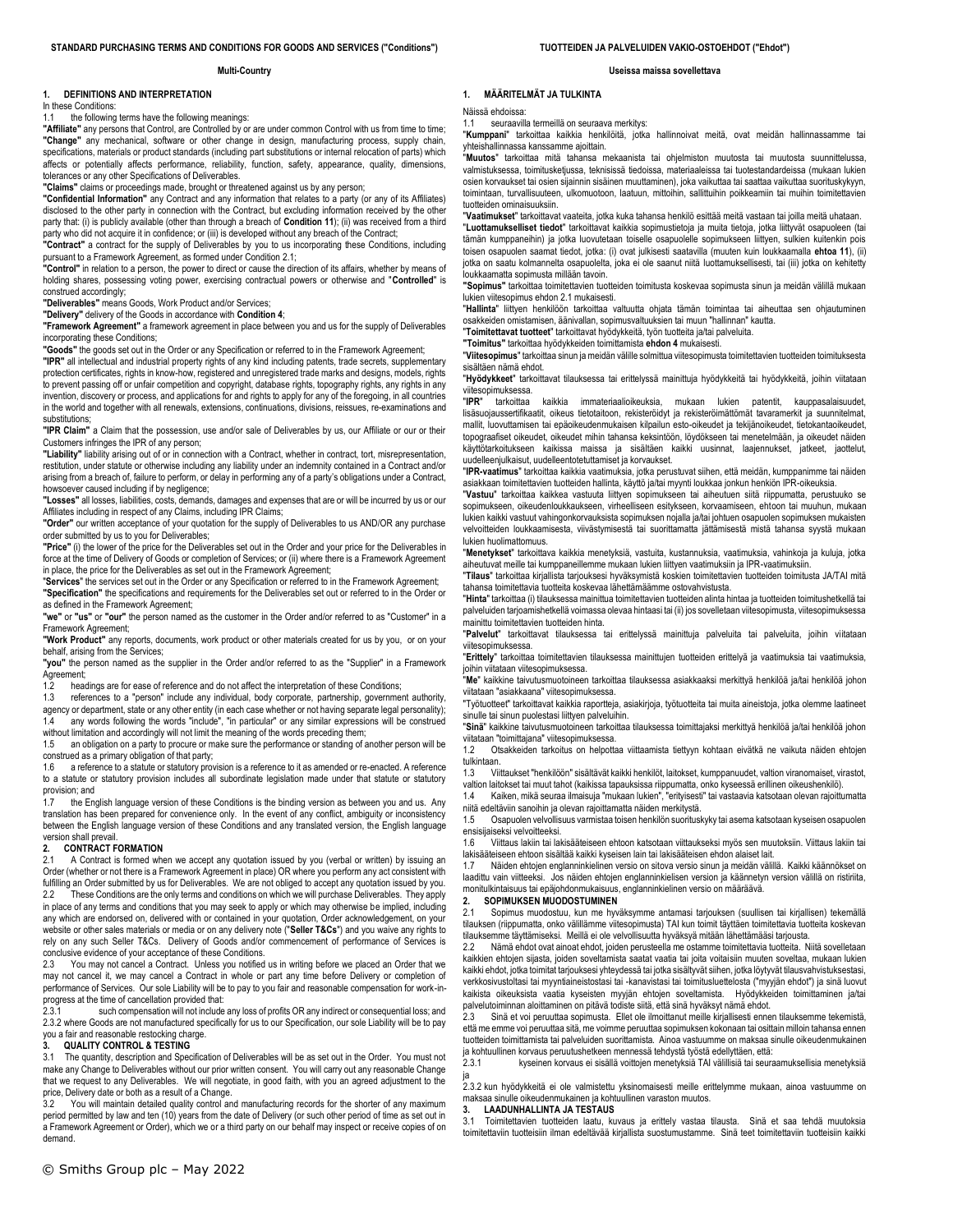**STANDARD PURCHASING TERMS AND CONDITIONS FOR GOODS AND SERVICES ("Conditions")**

**Multi-Country**

### 1. DEFINITIONS AND INTERPRETATION

In these Conditions:

1.1 the following terms have the following meanings:

**"Affiliate"** any persons that Control, are Controlled by or are under common Control with us from time to time;

**"Change"** any mechanical, software or other change in design, manufacturing process, supply chain, specifications, materials or product standards (including part substitutions or internal relocation of parts) which affects or potentially affects performance, reliability, function, safety, appearance, quality, dimensions, tolerances or any other Specifications of Deliverables.

**"Claims"** claims or proceedings made, brought or threatened against us by any person;

**"Confidential Information"** any Contract and any information that relates to a party (or any of its Affiliates) disclosed to the other party in connection with the Contract, but excluding information received by the other party that: (i) is publicly available (other than through a breach of **Condition 11**); (ii) was received from a third party who did not acquire it in confidence; or (iii) is developed without any breach of the Contract;

**"Contract"** a contract for the supply of Deliverables by you to us incorporating these Conditions, including pursuant to a Framework Agreement, as formed under Condition 2.1;

**"Control"** in relation to a person, the power to direct or cause the direction of its affairs, whether by means of holding shares, possessing voting power, exercising contractual powers or otherwise and "**Controlled**" is construed accordingly;

**"Deliverables"** means Goods, Work Product and/or Services;

**"Delivery"** delivery of the Goods in accordance with **Condition 4**;

**"Framework Agreement"** a framework agreement in place between you and us for the supply of Deliverables incorporating these Conditions;

**"Goods"** the goods set out in the Order or any Specification or referred to in the Framework Agreement;

**"IPR"** all intellectual and industrial property rights of any kind including patents, trade secrets, supplementary protection certificates, rights in know-how, registered and unregistered trade marks and designs, models, rights to prevent passing off or unfair competition and copyright, database rights, topography rights, any rights in any invention, discovery or process, and applications for and rights to apply for any of the foregoing, in all countries in the world and together with all renewals, extensions, continuations, divisions, reissues, re-examinations and substitutions;

**"IPR Claim"** a Claim that the possession, use and/or sale of Deliverables by us, our Affiliate or our or their Customers infringes the IPR of any person;

**"Liability"** liability arising out of or in connection with a Contract, whether in contract, tort, misrepresentation, restitution, under statute or otherwise including any liability under an indemnity contained in a Contract and/or arising from a breach of, failure to perform, or delay in performing any of a party's obligations under a Contract, howsoever caused including if by negligence;

**"Losses"** all losses, liabilities, costs, demands, damages and expenses that are or will be incurred by us or our Affiliates including in respect of any Claims, including IPR Claims;

**"Order"** our written acceptance of your quotation for the supply of Deliverables to us AND/OR any purchase order submitted by us to you for Deliverables;

**"Price"** (i) the lower of the price for the Deliverables set out in the Order and your price for the Deliverables in force at the time of Delivery of Goods or completion of Services; or (ii) where there is a Framework Agreement in place, the price for the Deliverables as set out in the Framework Agreement;

"**Services**" the services set out in the Order or any Specification or referred to in the Framework Agreement;

**"Specification"** the specifications and requirements for the Deliverables set out or referred to in the Order or as defined in the Framework Agreement;

**"we"** or **"us"** or **"our"** the person named as the customer in the Order and/or referred to as "Customer" in a Framework Agreement;

**"Work Product"** any reports, documents, work product or other materials created for us by you, or on your behalf, arising from the Services;

**"you"** the person named as the supplier in the Order and/or referred to as the "Supplier" in a Framework Agreement;

1.2 headings are for ease of reference and do not affect the interpretation of these Conditions;

1.3 references to a "person" include any individual, body corporate, partnership, government authority, agency or department, state or any other entity (in each case whether or not having separate legal personality);

1.4 any words following the words "include", "in particular" or any similar expressions will be construed without limitation and accordingly will not limit the meaning of the words preceding them;

1.5 an obligation on a party to procure or make sure the performance or standing of another person will be construed as a primary obligation of that party;

1.6 a reference to a statute or statutory provision is a reference to it as amended or re-enacted. A reference to a statute or statutory provision includes all subordinate legislation made under that statute or statutory provision; and

1.7 the English language version of these Conditions is the binding version as between you and us. Any translation has been prepared for convenience only. In the event of any conflict, ambiguity or inconsistency between the English language version of these Conditions and any translated version, the English language version shall prevail.

### 2. CONTRACT FORMATION

2.1 A Contract is formed when we accept any quotation issued by you (verbal or written) by issuing an Order (whether or not there is a Framework Agreement in place) OR where you perform any act consistent with fulfilling an Order submitted by us for Deliverables. We are not obliged to accept any quotation issued by you.

2.2 These Conditions are the only terms and conditions on which we will purchase Deliverables. They apply in place of any terms and conditions that you may seek to apply or which may otherwise be implied, including any which are endorsed on, delivered with or contained in your quotation, Order acknowledgement, on your website or other sales materials or media or on any delivery note ("**Seller T&Cs**") and you waive any rights to rely on any such Seller T&Cs. Delivery of Goods and/or commencement of performance of Services is conclusive evidence of your acceptance of these Conditions.

2.3 You may not cancel a Contract. Unless you notified us in writing before we placed an Order that we may not cancel it, we may cancel a Contract in whole or part any time before Delivery or completion of performance of Services. Our sole Liability will be to pay to you fair and reasonable compensation for work-in-progress at the time of cancellation provided that:

2.3.1 such compensation will not include any loss of profits OR any indirect or consequential loss; and

2.3.2 where Goods are not manufactured specifically for us to our Specification, our sole Liability will be to pay you a fair and reasonable restocking charge.

### 3. QUALITY CONTROL & TESTING

3.1 The quantity, description and Specification of Deliverables will be as set out in the Order. You must not make any Change to Deliverables without our prior written consent. You will carry out any reasonable Change that we request to any Deliverables. We will negotiate, in good faith, with you an agreed adjustment to the price, Delivery date or both as a result of a Change.

3.2 You will maintain detailed quality control and manufacturing records for the shorter of any maximum period permitted by law and ten (10) years from the date of Delivery (or such other period of time as set out in a Framework Agreement or Order), which we or a third party on our behalf may inspect or receive copies of on demand.

**TUOTTEIDEN JA PALVELUIDEN VAKIO-OSTOEHDOT ("Ehdot")**

**Useissa maissa sovellettava**

### 1. MÄÄRITELMÄT JA TULKINTA

Näissä ehdoissa:

1.1 seuraavilla termeillä on seuraava merkitys:

"**Kumppani**" tarkoittaa kaikkia henkilöitä, jotka hallinnoivat meitä, ovat meidän hallinnassamme tai yhteishallinnassa kanssamme ajoittain.

"**Muutos**" tarkoittaa mitä tahansa mekaanista tai ohjelmiston muutosta tai muutosta suunnittelussa, valmistusprosessissa, toimitusketjussa, teknisissä tiedoissa, materiaaleissa tai tuotestandardeissa (mukaan lukien osien korvaukset tai osien sijainnin sisäinen muuttaminen), joka vaikuttaa tai saattaa vaikuttaa suorituskykyyn, toimintaan, turvallisuuteen, ulkomuotoon, laatuun, mittoihin, sallittuihin poikkeamiin tai muihin toimitettavien tuotteiden ominaisuuksiin.

"**Vaatimukset**" tarkoittavat vaateita, jotka kuka tahansa henkilö esittää meitä vastaan tai joilla meitä uhataan.

"**Luottamukselliset tiedot**" tarkoittavat kaikkia sopimustietoja ja muita tietoja, jotka liittyvät osapuoleen (tai tämän kumppaneihin) ja jotka luovutetaan toiselle osapuolelle sopimukseen liittyen, sulkien kuitenkin pois toisen osapuolen saamat tiedot, jotka: (i) ovat julkisesti saatavilla (muuten kuin loukkaamalla **ehtoa 11**), (ii) jotka on saatu kolmannelta osapuolelta, joka ei ole saanut niitä luottamuksellisesti, tai (iii) jotka on kehitetty loukkaamatta sopimusta millään tavoin.

"**Sopimus**" tarkoittaa toimitettavien tuotteiden toimitusta koskevaa sopimusta sinun ja meidän välillä mukaan lukien viitesopimus ehdon 2.1 mukaisesti.

"**Hallinta**" liittyen henkilöön tarkoittaa valtuutta ohjata tämän toimintaa tai aiheuttaa sen ohjautuminen osakkeiden omistamisen, äänivallan, sopimusvaltuuksien tai muun "hallinnan" kautta.

"**Toimitettavat tuotteet**" tarkoittavat hyödykkeitä, työn tuotteita ja/tai palveluita.

**"Toimitus"** tarkoittaa hyödykkeiden toimittamista **ehdon 4** mukaisesti.

"**Viitesopimus**" tarkoittaa sinun ja meidän välille solmittua viitesopimusta toimitettavien tuotteiden toimituksesta sisältäen nämä ehdot.

"**Hyödykkeet**" tarkoittavat tilauksessa tai erittelyssä mainittuja hyödykkeitä tai hyödykkeitä, joihin viitataan viitesopimuksessa.

"**IPR**" tarkoittaa kaikkia immateriaalioikeuksia, mukaan lukien patentit, kauppasalaisuudet, lisäsuojasertifikaatit, oikeus tietotaitoon, rekisteröidyt ja rekisteröimättömät tavaramerkit ja suunnitelmat, mallit, luovuttamisen tai epäoikeudenmukaisen kilpailun esto-oikeudet ja tekijänoikeudet, tietokantaoikeudet, topografiset oikeudet, oikeudet mihin tahansa keksintöön, löydökseen tai menetelmään, ja oikeudet näiden käyttöoikeuksien hakemiseen kaikissa maissa ja sisältäen kaikki uusinnat, laajennukset, jatkeet, jaotellut, uudelleenjulkaisut, uudelleentoteuttamiset ja korvaukset.

"**IPR-vaatimus**" tarkoittaa kaikkia vaatimuksia, jotka perustuvat siihen, että meidän, kumppanimme tai näiden asiakkaan toimitettavien tuotteiden hallinta, käyttö ja/tai myynti loukkaa jonkun henkilön IPR-oikeuksia.

"**Vastuu**" tarkoittaa kaikkea vastuuta liittyen sopimukseen tai aiheutuen siitä riippumatta, perustuuko se sopimukseen, oikeudenloukkaukseen, virheelliseen esitykseen, korvaamiseen, ehtoon tai muuhun, mukaan lukien kaikki vastuut vahingonkorvauksista sopimuksen nojalla ja/tai johtuen osapuolen sopimuksen mukaisten velvoitteiden loukkaamisesta, viivästymisestä tai suorittamatta jättämisestä mistä tahansa syystä mukaan lukien huolimattomuus.

"**Menetykset**" tarkoittavat kaikkia menetyksiä, vastuita, kustannuksia, vaatimuksia, vahinkoja ja kuluja, jotka aiheutuvat meille tai kumppaneillemme mukaan lukien liittyen vaatimuksiin ja IPR-vaatimuksiin.

"**Tilaus**" tarkoittaa kirjallista tarjouksesi hyväksymistä koskien toimitettavien tuotteiden toimitusta JA/TAI mitä tahansa toimitettavia tuotteita koskevaa lähettämäämme ostovahvistusta.

"**Hinta**" tarkoittaa (i) tilauksessa mainittua toimitettavien tuotteiden alinta hintaa ja tuotteiden toimitushetkellä tai palveluiden tarjoamishetkellä voimassa olevaa hintaasi tai (ii) jos sovelletaan viitesopimusta, viitesopimuksessa mainittu toimitettavien tuotteiden hinta.

"**Palvelut**" tarkoittavat tilauksessa tai erittelyssä mainittuja palveluita tai palveluita, joihin viitataan viitesopimuksessa.

"**Erittely**" tarkoittaa toimitettavien tilauksessa mainittujen tuotteiden erittelyä ja vaatimuksia tai vaatimuksia, joihin viitataan viitesopimuksessa.

"**Me**" kaikkine taivutusmuotoineen tarkoittaa tilauksessa asiakkaaksi merkittyä henkilöä ja/tai henkilöä johon viitataan "asiakkaana" viitesopimuksessa.

"Työtuotteet" tarkoittavat kaikkia raportteja, asiakirjoja, työtuotteita tai muita aineistoja, jotka olemme laatineet sinulle tai sinun puolestasi liittyen palveluihin.

"**Sinä**" kaikkine taivutusmuotoineen tarkoittaa tilauksessa toimittajaksi merkittyä henkilöä ja/tai henkilöä johon viitataan "toimittajana" viitesopimuksessa.

1.2 Otsakkeiden tarkoitus on helpottaa viittaamista tiettyyn kohtaan eivätkä ne vaikuta näiden ehtojen tulkintaan.

1.3 Viittaukset "henkilöön" sisältävät kaikki henkilöt, laitokset, kumppanuudet, valtion viranomaiset, virastot, valtion laitokset tai muut tahot (kaikissa tapauksissa riippumatta, onko kyseessä erillinen oikeushenkilö).

1.4 Kaiken, mikä seuraa ilmaisuja "mukaan lukien", "erityisesti" tai vastaavia katsotaan olevan rajoittamatta niitä edeltäviin sanoihin ja olevan rajoittamatta näiden merkitystä.

1.5 Osapuolen velvollisuus varmistaa toisen henkilön suorituskyky tai asema katsotaan kyseisen osapuolen ensisijaiseksi velvoitteeksi.

1.6 Viittaus lakiin tai lakisääteiseen ehtoon katsotaan viittaukseksi myös sen muutoksiin. Viittaus lakiin tai lakisääteiseen ehtoon sisältää kaikki kyseisen lain tai lakisääteisen ehdon alaiset lait.

1.7 Näiden ehtojen englanninkielinen versio on sitova versio sinun ja meidän välillä. Kaikki käännökset on laadittu vain viitteeksi. Jos näiden ehtojen englanninkielisen version ja käännetyn version välillä on ristiriita, monitulkintaisuus tai epäjohdonmukaisuus, englanninkielinen versio on määräävä.

### 2. SOPIMUKSEN MUODOSTUMINEN

2.1 Sopimus muodostuu, kun me hyväksymme antamasi tarjouksen (suullisen tai kirjallisen) tekemällä tilauksen (riippumatta, onko välillämme viitesopimusta) TAI kun toimit täyttäen toimitettavia tuotteita koskevan tilauksemme täyttämiseksi. Meillä ei ole velvollisuutta hyväksyä mitään lähettämääsi tarjousta.

2.2 Nämä ehdot ovat ainoat ehdot, joiden perusteella me ostamme toimitettavia tuotteita. Niitä sovelletaan kaikkien ehtojen sijasta, joiden soveltamista saatat vaatia tai joita voitaisiin muuten soveltaa, mukaan lukien kaikki ehdot, jotka toimitat tarjouksesi yhteydessä tai jotka sisältyvät siihen, jotka löytyvät tilausvahvistuksestasi, verkkosivustoltasi tai myyntiaineistostasi tai -kanavistasi tai toimitusluettelosta ("myyjän ehdot") ja sinä luovut kaikista oikeuksista vaatia kyseisten myyjän ehtojen soveltamista. Hyödykkeiden toimittaminen ja/tai palvelutoiminnan aloittaminen on pitävä todiste siitä, että sinä hyväksyt nämä ehdot.

2.3 Sinä et voi peruuttaa sopimusta. Ellet ole ilmoittanut meille kirjallisesti ennen tilauksemme tekemistä, että me emme voi peruuttaa sitä, me voimme peruuttaa sopimuksen kokonaan tai osittain milloin tahansa ennen tuotteiden toimittamista tai palveluiden suorittamista. Ainoa vastuumme on maksaa sinulle oikeudenmukainen ja kohtuullinen korvaus peruutushetkeen mennessä tehdystä työstä edellyttäen, että:

2.3.1 kyseinen korvaus ei sisällä voittojen menetyksiä TAI välillisiä tai seuraamuksellisia menetyksiä ja

2.3.2 kun hyödykkeitä ei ole valmistettu yksinomaisesti meille erittelymme mukaan, ainoa vastuumme on maksaa sinulle oikeudenmukainen ja kohtuullinen varaston muutos.

### 3. LAADUNHALLINTA JA TESTAUS

3.1 Toimitettavien tuotteiden laatu, kuvaus ja erittely vastaa tilausta. Sinä et saa tehdä muutoksia toimitettaviin tuotteisiin ilman edeltävää kirjallista suostumustamme. Sinä teet toimitettaviin tuotteisiin kaikki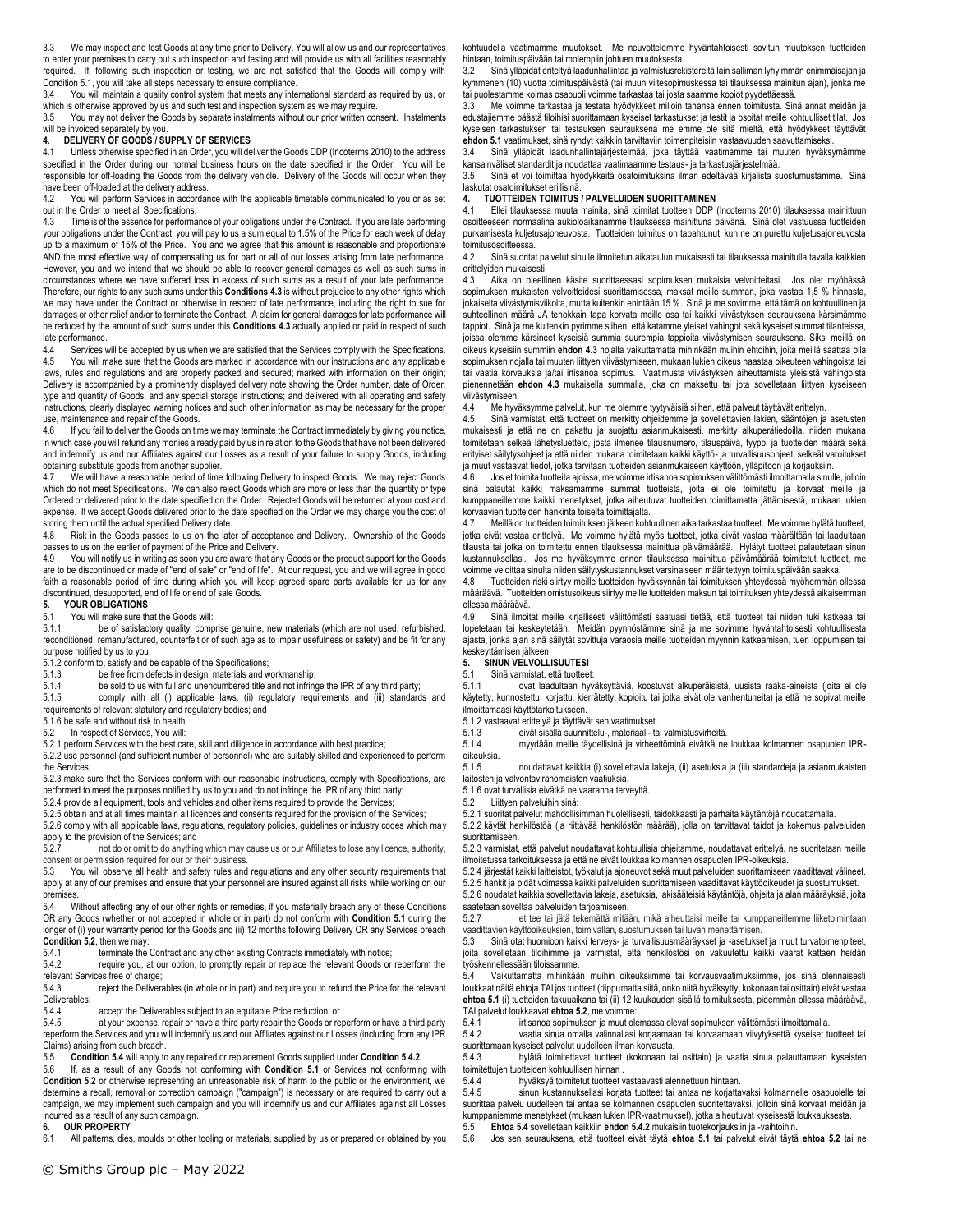3.3 We may inspect and test Goods at any time prior to Delivery. You will allow us and our representatives to enter your premises to carry out such inspection and testing and will provide us with all facilities reasonably required. If, following such inspection or testing, we are not satisfied that the Goods will comply with Condition 5.1, you will take all steps necessary to ensure compliance.

3.4 You will maintain a quality control system that meets any international standard as required by us, or which is otherwise approved by us and such test and inspection system as we may require.

3.5 You may not deliver the Goods by separate instalments without our prior written consent. Instalments will be invoiced separately by you.

## 4. DELIVERY OF GOODS / SUPPLY OF SERVICES

4.1 Unless otherwise specified in an Order, you will deliver the Goods DDP (Incoterms 2010) to the address specified in the Order during our normal business hours on the date specified in the Order. You will be responsible for off-loading the Goods from the delivery vehicle. Delivery of the Goods will occur when they have been off-loaded at the delivery address.

4.2 You will perform Services in accordance with the applicable timetable communicated to you or as set out in the Order to meet all Specifications.

4.3 Time is of the essence for performance of your obligations under the Contract. If you are late performing your obligations under the Contract, you will pay to us a sum equal to 1.5% of the Price for each week of delay up to a maximum of 15% of the Price. You and we agree that this amount is reasonable and proportionate AND the most effective way of compensating us for part or all of our losses arising from late performance. However, you and we intend that we should be able to recover general damages as well as such sums in circumstances where we have suffered loss in excess of such sums as a result of your late performance. Therefore, our rights to any such sums under this **Conditions 4.3** is without prejudice to any other rights which we may have under the Contract or otherwise in respect of late performance, including the right to sue for damages or other relief and/or to terminate the Contract. A claim for general damages for late performance will be reduced by the amount of such sums under this **Conditions 4.3** actually applied or paid in respect of such late performance.

4.4 Services will be accepted by us when we are satisfied that the Services comply with the Specifications.

4.5 You will make sure that the Goods are marked in accordance with our instructions and any applicable laws, rules and regulations and are properly packed and secured; marked with information on their origin; Delivery is accompanied by a prominently displayed delivery note showing the Order number, date of Order, type and quantity of Goods, and any special storage instructions; and delivered with all operating and safety instructions, clearly displayed warning notices and such other information as may be necessary for the proper use, maintenance and repair of the Goods.

4.6 If you fail to deliver the Goods on time we may terminate the Contract immediately by giving you notice, in which case you will refund any monies already paid by us in relation to the Goods that have not been delivered and indemnify us and our Affiliates against our Losses as a result of your failure to supply Goods, including obtaining substitute goods from another supplier.

4.7 We will have a reasonable period of time following Delivery to inspect Goods. We may reject Goods which do not meet Specifications. We can also reject Goods which are more or less than the quantity or type Ordered or delivered prior to the date specified on the Order. Rejected Goods will be returned at your cost and expense. If we accept Goods delivered prior to the date specified on the Order we may charge you the cost of storing them until the actual specified Delivery date.

4.8 Risk in the Goods passes to us on the later of acceptance and Delivery. Ownership of the Goods passes to us on the earlier of payment of the Price and Delivery.

4.9 You will notify us in writing as soon you are aware that any Goods or the product support for the Goods are to be discontinued or made of "end of sale" or "end of life". At our request, you and we will agree in good faith a reasonable period of time during which you will keep agreed spare parts available for us for any discontinued, desupported, end of life or end of sale Goods.

## 5. YOUR OBLIGATIONS

5.1 You will make sure that the Goods will:

5.1.1 be of satisfactory quality, comprise genuine, new materials (which are not used, refurbished, reconditioned, remanufactured, counterfeit or of such age as to impair usefulness or safety) and be fit for any purpose notified by us to you;

5.1.2 conform to, satisfy and be capable of the Specifications;

5.1.3 be free from defects in design, materials and workmanship;

5.1.4 be sold to us with full and unencumbered title and not infringe the IPR of any third party;

5.1.5 comply with all (i) applicable laws, (ii) regulatory requirements and (iii) standards and requirements of relevant statutory and regulatory bodies; and

5.1.6 be safe and without risk to health.

5.2 In respect of Services, You will:

5.2.1 perform Services with the best care, skill and diligence in accordance with best practice;

5.2.2 use personnel (and sufficient number of personnel) who are suitably skilled and experienced to perform the Services;

5.2.3 make sure that the Services conform with our reasonable instructions, comply with Specifications, are performed to meet the purposes notified by us to you and do not infringe the IPR of any third party;

5.2.4 provide all equipment, tools and vehicles and other items required to provide the Services;

5.2.5 obtain and at all times maintain all licences and consents required for the provision of the Services;

5.2.6 comply with all applicable laws, regulations, regulatory policies, guidelines or industry codes which may apply to the provision of the Services; and

5.2.7 not do or omit to do anything which may cause us or our Affiliates to lose any licence, authority, consent or permission required for our or their business.

5.3 You will observe all health and safety rules and regulations and any other security requirements that apply at any of our premises and ensure that your personnel are insured against all risks while working on our premises.

5.4 Without affecting any of our other rights or remedies, if you materially breach any of these Conditions OR any Goods (whether or not accepted in whole or in part) do not conform with **Condition 5.1** during the longer of (i) your warranty period for the Goods and (ii) 12 months following Delivery OR any Services breach **Condition 5.2**, then we may:

5.4.1 terminate the Contract and any other existing Contracts immediately with notice;

5.4.2 require you, at our option, to promptly repair or replace the relevant Goods or reperform the relevant Services free of charge;

5.4.3 reject the Deliverables (in whole or in part) and require you to refund the Price for the relevant Deliverables;

5.4.4 accept the Deliverables subject to an equitable Price reduction; or

5.4.5 at your expense, repair or have a third party repair the Goods or reperform or have a third party reperform the Services and you will indemnify us and our Affiliates against our Losses (including from any IPR Claims) arising from such breach.

5.5 **Condition 5.4** will apply to any repaired or replacement Goods supplied under **Condition 5.4.2.**

5.6 If, as a result of any Goods not conforming with **Condition 5.1** or Services not conforming with **Condition 5.2** or otherwise representing an unreasonable risk of harm to the public or the environment, we determine a recall, removal or correction campaign ("campaign") is necessary or are required to carry out a campaign, we may implement such campaign and you will indemnify us and our Affiliates against all Losses incurred as a result of any such campaign.

## 6. OUR PROPERTY

6.1 All patterns, dies, moulds or other tooling or materials, supplied by us or prepared or obtained by you

kohtuudella vaatimamme muutokset. Me neuvottelemme hyvässä uskossa tarvittavista muutoksista hintaan, toimituspäivään tai molempiin johtuen muutoksesta.

3.2 Sinä ylläpidät eriteltyä laadunhallintaa ja valmistusrekistereitä lain salliman lyhyimmän enimmäisajan ja kymmenen (10) vuotta toimituspäivästä (tai muun viitesopimuksessa tai tilauksessa mainitun ajan), jonka me tai puolestamme kolmas osapuoli voimme tarkastaa tai josta saamme kopiot pyydettäessä.

3.3 Me voimme tarkastaa ja testata hyödykkeet milloin tahansa ennen toimitusta. Sinä annat meidän ja edustajiemme päästä tiloihisi suorittamaan kyseiset tarkastukset ja testit ja osoitat meille kohtuulliset tilat. Jos kyseisen tarkastuksen tai testauksen seurauksena me emme ole sitä mieltä, että hyödykkeet täyttävät **ehdon 5.1** vaatimukset, sinä ryhdyt kaikkiin tarvittaviin toimenpiteisiin vastaavuuden saavuttamiseksi.

3.4 Sinä ylläpidät laadunhallintajärjestelmää, joka täyttää vaatimamme tai muuten hyväksymämme kansainväliset standardit ja noudattaa vaatimaamme testaus- ja tarkastusjärjestelmää.

3.5 Sinä et voi toimittaa hyödykkeitä osatoimituksina ilman edeltävää kirjallista suostumustamme. Sinä laskutat osatoimitukset erillisinä.

## 4. TUOTTEIDEN TOIMITUS / PALVELUIDEN SUORITTAMINEN

4.1 Ellei tilauksessa muuta mainita, sinä toimitat tuotteen DDP (Incoterms 2010) tilauksessa mainittuun osoitteeseen normaalina aukioloaikanamme tilauksessa mainittuna päivänä. Sinä olet vastuussa tuotteiden purkamisesta kuljetusajoneuvosta. Tuotteiden toimitus on tapahtunut, kun ne on purettu kuljetusajoneuvosta toimitusosoitteessa.

4.2 Sinä suoritat palvelut sinulle ilmoitetun aikataulun mukaisesti tai tilauksessa mainitulla tavalla kaikkien erittelyiden mukaisesti.

4.3 Aika on oleellinen käsite suorittaessasi sopimuksen mukaisia velvoitteitasi. Jos olet myöhässä sopimuksen mukaisten velvoitteidesi suorittamisessa, maksat meille summan, joka vastaa 1,5 % hinnasta, jokaiselta viivästymisviikolta, mutta kuitenkin enintään 15 %. Sinä ja me sovimme, että tämä on kohtuullinen ja suhteellinen määrä JA tehokkain tapa korvata meille osa tai kaikki viivästyksen seurauksena kärsimämme tappiot. Sinä ja me kuitenkin pyrimme siihen, että katamme yleiset vahingot sekä kyseiset summat tilanteissa, joissa olemme kärsineet kyseisiä summia suurempia tappioita viivästymisen seurauksena. Siksi meillä on oikeus kyseisiin summiin **ehdon 4.3** nojalla vaikuttamatta mihinkään muihin ehtoihin, joita meillä saattaa olla sopimuksen nojalla tai muuten liittyen viivästymiseen, mukaan lukien oikeus haastaa oikeuteen vahingoista tai tai vaatia korvauksia ja/tai irtisanoa sopimus. Vaatimusta viivästyksen aiheuttamista yleisistä vahingoista pienennetään **ehdon 4.3** mukaisella summalla, joka on maksettu tai jota sovelletaan liittyen kyseiseen viivästymiseen.

4.4 Me hyväksymme palvelut, kun me olemme tyytyväisiä siihen, että palvelut täyttävät erittelyn.

4.5 Sinä varmistat, että tuotteet on merkitty ohjeidemme ja sovellettavien lakien, sääntöjen ja asetusten mukaisesti ja että ne on pakattu ja suojattu asianmukaisesti, merkitty alkuperätiedoilla, niiden mukana toimitetaan selkeä lähetysluettelo, josta ilmenee tilausnumero, tilauspäivä, tyyppi ja tuotteiden määrä sekä erityiset säilytysohjeet ja että niiden mukana toimitetaan kaikki käyttö- ja turvallisuusohjeet, selkeät varoitukset ja muut vastaavat tiedot, jotka tarvitaan tuotteiden asianmukaiseen käyttöön, ylläpitoon ja korjauksiin.

4.6 Jos et toimita tuotteita ajoissa, me voimme irtisanoa sopimuksen välittömästi ilmoittamalla sinulle, jolloin sinä palautat kaikki maksamamme summat tuotteista, joita ei ole toimitettu ja korvaat meille ja kumppaneillemme kaikki menetykset, jotka aiheutuvat tuotteiden toimittamatta jättämisestä, mukaan lukien korvaavien tuotteiden hankinta toiselta toimittajalta.

4.7 Meillä on tuotteiden toimituksen jälkeen kohtuullinen aika tarkastaa tuotteet. Me voimme hylätä tuotteet, jotka eivät vastaa erittelyä. Me voimme hylätä myös tuotteet, jotka eivät vastaa määrältään tai laadultaan tilausta tai jotka on toimitettu ennen tilauksessa mainittua päivämäärää. Hylätyt tuotteet palautetaan sinun kustannuksellasi. Jos me hyväksymme ennen tilauksessa mainittua päivämäärää toimitetut tuotteet, me voimme veloittaa sinulta niiden säilytyskustannukset varsinaiseen määritettyyn toimituspäivään saakka.

4.8 Tuotteiden riski siirtyy meille tuotteiden hyväksynnän tai toimituksen yhteydessä myöhemmän ollessa määräävä. Tuotteiden omistusoikeus siirtyy meille tuotteiden maksun tai toimituksen yhteydessä aikaisemman ollessa määräävä.

4.9 Sinä ilmoitat meille kirjallisesti välittömästi saatuasi tietää, että tuotteet tai niiden tuki katkeaa tai lopetetaan tai keskeytetään. Meidän pyynnöstämme sinä ja me sovimme hyvässä uskossa kohtuullisesta ajasta, jonka ajan sinä säilytät sovittuja varaosia meille tuotteiden myynnin katkeamisen, tuen loppumisen tai keskeyttämisen jälkeen.

## 5. SINUN VELVOLLISUUTESI

5.1 Sinä varmistat, että tuotteet:

5.1.1 ovat laadultaan hyväksyttäviä, koostuvat alkuperäisistä, uusista raaka-aineista (joita ei ole käytetty, kunnostettu, korjattu, kierrätetty, kopioitu tai jotka eivät ole vanhentuneita) ja että ne sopivat meille ilmoitettaan käyttötarkoitukseen.

5.1.2 vastaavat erittelyä ja täyttävät sen vaatimukset.

5.1.3 eivät sisällä suunnittelu-, materiaali- tai valmistusvirheitä.

5.1.4 myydään meille täydellisinä ja virheettöminä eivätkä ne loukkaa kolmannen osapuolen IPR-oikeuksia.

5.1.5 noudattavat kaikkia (i) sovellettavia lakeja, (ii) asetuksia ja (iii) standardeja ja asianmukaisten laitosten ja valvontaviranomaisten vaatiuksia.

5.1.6 ovat turvallisia eivätkä ne vaaranna terveyttä.

5.2 Liittyen palveluihin sinä:

5.2.1 suoritat palvelut mahdollisimman huolellisesti, taidokkaasti ja parhaita käytäntöjä noudattamalla.

5.2.2 käytät henkilöstöä (ja riittävää henkilöstön määrää), jolla on tarvittavat taidot ja kokemus palveluiden suorittamiseen.

5.2.3 varmistat, että palvelut noudattavat kohtuullisia ohjeitamme, noudattavat erittelyä, ne suoritetaan meille ilmoitetussa tarkoituksessa ja että ne eivät loukkaa kolmannen osapuolen IPR-oikeuksia.

5.2.4 järjestät kaikki laitteistot, työkalut ja ajoneuvot sekä muut palveluiden suorittamiseen vaadittavat välineet.

5.2.5 hankit ja pidät voimassa kaikki palveluiden suorittamiseen vaadittavat käyttöoikeudet ja suostumukset.

5.2.6 noudatat kaikkia sovellettavia lakeja, asetuksia, lakisääteisiä käytäntöjä, ohjeita ja alan määräyksiä, joita saatetaan soveltaa palveluiden tarjoamiseen.

5.2.7 et tee tai jätä tekemättä mitään, mikä aiheuttaisi meille tai kumppaneillemme liiketoimintaan vaadittavien käyttöoikeuksien, toimivallan, suostumuksen tai luvan menettämisen.

5.3 Sinä otat huomioon kaikki terveys- ja turvallisuusmääräykset ja -asetukset ja muut turvatoimenpiteet, joita sovelletaan tiloihimme ja varmistat, että henkilöstösi on vakuutettu kaikki vaarat kattaen heidän työskennellessään tiloissamme.

5.4 Vaikuttamatta mihinkään muihin oikeuksiimme tai korvausvaatimuksiimme, jos sinä olennaisesti loukkaat näitä ehtoja TAI jos tuotteet (riippumatta siitä, onko niitä hyväksytty, kokonaan tai osittain) eivät vastaa **ehtoa 5.1** (i) tuotteiden takuuaikana tai (ii) 12 kuukauden sisällä toimituksesta, pidemmän ollessa määräävä, TAI palvelut loukkaavat **ehtoa 5.2**, me voimme:

5.4.1 irtisanoa sopimuksen ja muut olemassa olevat sopimuksen välittömästi ilmoittamalla.

5.4.2 vaatia sinua omalla valinnallasi korjaamaan tai korvaamaan viivytyksettä kyseiset tuotteet tai suorittamaan kyseiset palvelut uudelleen ilman korvausta.

5.4.3 hylätä toimitettavat tuotteet (kokonaan tai osittain) ja vaatia sinua palauttamaan kyseisten toimitettujen tuotteiden kohtuullisen hinnan .

5.4.4 hyväksyä toimitetut tuotteet vastaavasti alennettuun hintaan.

5.4.5 sinun kustannuksellasi korjata tuotteet tai antaa ne korjattavaksi kolmannelle osapuolelle tai suorittaa palvelu uudelleen tai antaa se kolmannen osapuolen suoritettavaksi, jolloin sinä korvaat meidän ja kumppaniemme menetykset (mukaan lukien IPR-vaatimukset), jotka aiheutuvat kyseisestä loukkauksesta.

5.5 **Ehtoa 5.4** sovelletaan kaikkiin **ehdon 5.4.2** mukaisiin tuotekorjauksiin ja -vaihtoihin**.**

5.6 Jos sen seurauksena, että tuotteet eivät täytä **ehtoa 5.1** tai palvelut eivät täytä **ehtoa 5.2** tai ne

© Smiths Group plc – May 2022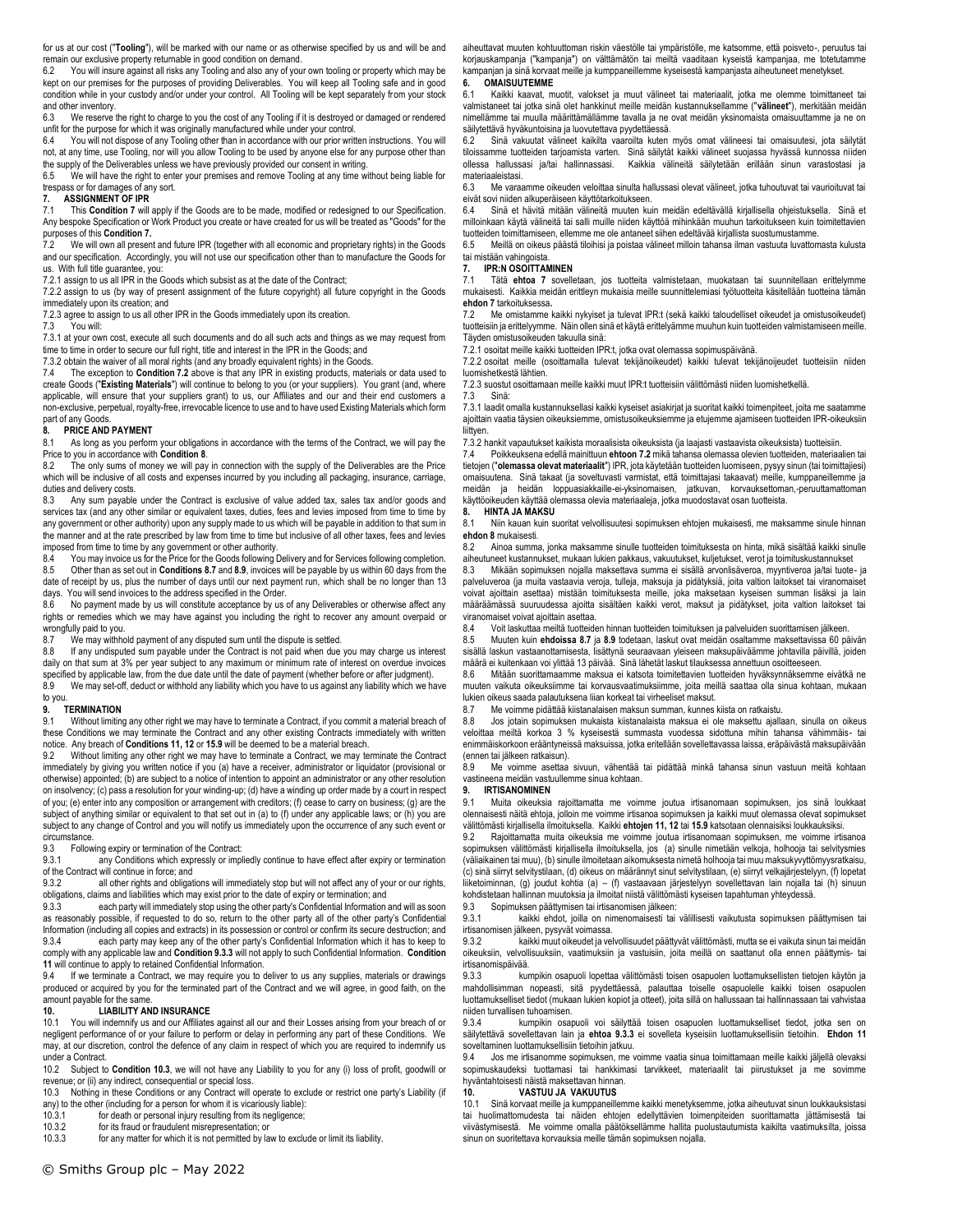for us at our cost ("**Tooling**"), will be marked with our name or as otherwise specified by us and will be and remain our exclusive property returnable in good condition on demand.

6.2 You will insure against all risks any Tooling and also any of your own tooling or property which may be kept on our premises for the purposes of providing Deliverables. You will keep all Tooling safe and in good condition while in your custody and/or under your control. All Tooling will be kept separately from your stock and other inventory.

6.3 We reserve the right to charge to you the cost of any Tooling if it is destroyed or damaged or rendered unfit for the purpose for which it was originally manufactured while under your control.

6.4 You will not dispose of any Tooling other than in accordance with our prior written instructions. You will not, at any time, use Tooling, nor will you allow Tooling to be used by anyone else for any purpose other than the supply of the Deliverables unless we have previously provided our consent in writing.

6.5 We will have the right to enter your premises and remove Tooling at any time without being liable for trespass or for damages of any sort.

**7. ASSIGNMENT OF IPR**

7.1 This **Condition 7** will apply if the Goods are to be made, modified or redesigned to our Specification. Any bespoke Specification or Work Product you create or have created for us will be treated as "Goods" for the purposes of this **Condition 7.**

7.2 We will own all present and future IPR (together with all economic and proprietary rights) in the Goods and our specification. Accordingly, you will not use our specification other than to manufacture the Goods for us. With full title guarantee, you:

7.2.1 assign to us all IPR in the Goods which subsist as at the date of the Contract;

7.2.2 assign to us (by way of present assignment of the future copyright) all future copyright in the Goods immediately upon its creation; and

7.2.3 agree to assign to us all other IPR in the Goods immediately upon its creation.

7.3 You will:

7.3.1 at your own cost, execute all such documents and do all such acts and things as we may request from time to time in order to secure our full right, title and interest in the IPR in the Goods; and

7.3.2 obtain the waiver of all moral rights (and any broadly equivalent rights) in the Goods.

7.4 The exception to **Condition 7.2** above is that any IPR in existing products, materials or data used to create Goods ("**Existing Materials**") will continue to belong to you (or your suppliers). You grant (and, where applicable, will ensure that your suppliers grant) to us, our Affiliates and our and their end customers a non-exclusive, perpetual, royalty-free, irrevocable licence to use and to have used Existing Materials which form part of any Goods.

**8. PRICE AND PAYMENT**

8.1 As long as you perform your obligations in accordance with the terms of the Contract, we will pay the Price to you in accordance with **Condition 8**.

8.2 The only sums of money we will pay in connection with the supply of the Deliverables are the Price which will be inclusive of all costs and expenses incurred by you including all packaging, insurance, carriage, duties and delivery costs.

8.3 Any sum payable under the Contract is exclusive of value added tax, sales tax and/or goods and services tax (and any other similar or equivalent taxes, duties, fees and levies imposed from time to time by any government or other authority) upon any supply made to us which will be payable in addition to that sum in the manner and at the rate prescribed by law from time to time but inclusive of all other taxes, fees and levies imposed from time to time by any government or other authority.

8.4 You may invoice us for the Price for the Goods following Delivery and for Services following completion.

8.5 Other than as set out in **Conditions 8.7** and **8.9**, invoices will be payable by us within 60 days from the date of receipt by us, plus the number of days until our next payment run, which shall be no longer than 13 days. You will send invoices to the address specified in the Order.

8.6 No payment made by us will constitute acceptance by us of any Deliverables or otherwise affect any rights or remedies which we may have against you including the right to recover any amount overpaid or wrongfully paid to you.

8.7 We may withhold payment of any disputed sum until the dispute is settled.

8.8 If any undisputed sum payable under the Contract is not paid when due you may charge us interest daily on that sum at 3% per year subject to any maximum or minimum rate of interest on overdue invoices specified by applicable law, from the due date until the date of payment (whether before or after judgment).

8.9 We may set-off, deduct or withhold any liability which you have to us against any liability which we have to you.

**9. TERMINATION**

9.1 Without limiting any other right we may have to terminate a Contract, if you commit a material breach of these Conditions we may terminate the Contract and any other existing Contracts immediately with written notice. Any breach of **Conditions 11, 12** or **15.9** will be deemed to be a material breach.

9.2 Without limiting any other right we may have to terminate a Contract, we may terminate the Contract immediately by giving you written notice if you (a) have a receiver, administrator or liquidator (provisional or otherwise) appointed; (b) are subject to a notice of intention to appoint an administrator or any other resolution on insolvency; (c) pass a resolution for your winding-up; (d) have a winding up order made by a court in respect of you; (e) enter into any composition or arrangement with creditors; (f) cease to carry on business; (g) are the subject of anything similar or equivalent to that set out in (a) to (f) under any applicable laws; or (h) you are subject to any change of Control and you will notify us immediately upon the occurrence of any such event or circumstance.

9.3 Following expiry or termination of the Contract:

9.3.1 any Conditions which expressly or impliedly continue to have effect after expiry or termination of the Contract will continue in force; and

9.3.2 all other rights and obligations will immediately stop but will not affect any of your or our rights, obligations, claims and liabilities which may exist prior to the date of expiry or termination; and

9.3.3 each party will immediately stop using the other party's Confidential Information and will as soon as reasonably possible, if requested to do so, return to the other party all of the other party's Confidential Information (including all copies and extracts) in its possession or control or confirm its secure destruction; and

9.3.4 each party may keep any of the other party's Confidential Information which it has to keep to comply with any applicable law and **Condition 9.3.3** will not apply to such Confidential Information. **Condition 11** will continue to apply to retained Confidential Information.

9.4 If we terminate a Contract, we may require you to deliver to us any supplies, materials or drawings produced or acquired by you for the terminated part of the Contract and we will agree, in good faith, on the amount payable for the same.

**10. LIABILITY AND INSURANCE**

10.1 You will indemnify us and our Affiliates against all our and their Losses arising from your breach of or negligent performance of or your failure to perform or delay in performing any part of these Conditions. We may, at our discretion, control the defence of any claim in respect of which you are required to indemnify us under a Contract.

10.2 Subject to **Condition 10.3**, we will not have any Liability to you for any (i) loss of profit, goodwill or revenue; or (ii) any indirect, consequential or special loss.

10.3 Nothing in these Conditions or any Contract will operate to exclude or restrict one party's Liability (if any) to the other (including for a person for whom it is vicariously liable):

10.3.1 for death or personal injury resulting from its negligence;

10.3.2 for its fraud or fraudulent misrepresentation; or

10.3.3 for any matter for which it is not permitted by law to exclude or limit its liability.

aiheuttavat muuten kohtuuttoman riskin väestölle tai ympäristölle, me katsomme, että poisveto-, peruutus tai korjauskampanja ("kampanja") on välttämätön tai meiltä vaaditaan kyseistä kampanjaa, me toteutamme kampanjan ja sinä korvaat meille ja kumppaneillemme kyseisestä kampanjasta aiheutuneet menetykset.

**6. OMAISUUTEMME**

6.1 Kaikki kaavat, muotit, valokset ja muut välineet tai materiaalit, jotka me olemme toimittaneet tai valmistaneet tai jotka sinä olet hankkinut meille meidän kustannuksellamme ("**välineet**"), merkitään meidän nimellämme tai muulla määrittämällämme tavalla ja ne ovat meidän yksinomaista omaisuuttamme ja ne on säilytettävä hyväkuntoisina ja luovutettava pyydettäessä.

6.2 Sinä vakuutat välineet kaikilta vaaroilta kuten myös omat välineesi tai omaisuutesi, jota säilytät tiloissamme tuotteiden tarjoamista varten. Sinä säilytät kaikki välineet suojassa hyvässä kunnossa niiden ollessa hallussasi ja/tai hallinnassasi. Kaikkia välineitä säilytetään erillään sinun varastostasi ja materiaaleistasi.

6.3 Me varaamme oikeuden veloittaa sinulta hallussasi olevat välineet, jotka tuhoutuvat tai vaurioituvat tai eivät sovi niiden alkuperäiseen käyttötarkoitukseen.

6.4 Sinä et hävitä mitään välineitä muuten kuin meidän edeltävällä kirjallisella ohjeistuksella. Sinä et milloinkaan käytä välineitä tai salli muille niiden käyttöä mihinkään muuhun tarkoitukseen kuin toimitettavien tuotteiden toimittamiseen, ellemme me ole antaneet siihen edeltävää kirjallista suostumustamme.

6.5 Meillä on oikeus päästä tiloihisi ja poistaa välineet milloin tahansa ilman vastuuta luvattomasta kulusta tai mistään vahingoista.

**7. IPR:N OSOITTAMINEN**

7.1 Tätä **ehtoa 7** sovelletaan, jos tuotteita valmistetaan, muokataan tai suunnitellaan erittelymme mukaisesti. Kaikkia meidän erittelyn mukaisia meille suunnittelemiasi työtuotteita käsitellään tuotteina tämän **ehdon 7** tarkoituksessa**.**

7.2 Me omistamme kaikki nykyiset ja tulevat IPR:t (sekä kaikki taloudelliset oikeudet ja omistusoikeudet) tuotteisiin ja erittelyymme. Näin ollen sinä et käytä erittelyämme muuhun kuin tuotteiden valmistamiseen meille. Täyden omistusoikeuden takuulla sinä:

7.2.1 osoitat meille kaikki tuotteiden IPR:t, jotka ovat olemassa sopimuspäivänä.

7.2.2 osoitat meille (osoittamalla tulevat tekijänoikeudet) kaikki tulevat tekijänoijeudet tuotteisiin niiden luomishetkestä lähtien.

7.2.3 suostut osoittamaan meille kaikki muut IPR:t tuotteisiin välittömästi niiden luomishetkellä.

7.3 Sinä:

7.3.1 laadit omalla kustannuksellasi kaikki kyseiset asiakirjat ja suoritat kaikki toimenpiteet, joita me saatamme ajoittain vaatia täysien oikeuksiemme, omistusoikeuksiemme ja etujemme ajamiseen tuotteiden IPR-oikeuksiin liittyen.

7.3.2 hankit vapautukset kaikista moraalisista oikeuksista (ja laajasti vastaavista oikeuksista) tuotteisiin.

7.4 Poikkeuksena edellä mainittuun **ehtoon 7.2** mikä tahansa olemassa olevien tuotteiden, materiaalien tai tietojen ("**olemassa olevat materiaalit**") IPR, jota käytetään tuotteiden luomiseen, pysyy sinun (tai toimittajiesi) omaisuutena. Sinä takaat (ja soveltuvasti varmistat, että toimittajasi takaavat) meille, kumppaneillemme ja meidän ja heidän loppuasiakkaille-ei-yksinomaisen, jatkuvan, korvauksettoman,-peruuttamattoman käyttöoikeuden käyttää olemassa olevia materiaaleja, jotka muodostavat osan tuotteista.

**8. HINTA JA MAKSU**

8.1 Niin kauan kuin suoritat velvollisuutesi sopimuksen ehtojen mukaisesti, me maksamme sinulle hinnan **ehdon 8** mukaisesti.

8.2 Ainoa summa, jonka maksamme sinulle tuotteiden toimituksesta on hinta, mikä sisältää kaikki sinulle aiheutuneet kustannukset, mukaan lukien pakkaus, vakuutukset, kuljetukset, verot ja toimituskustannukset

8.3 Mikään sopimuksen nojalla maksettava summa ei sisällä arvonlisäveroa, myyntiveroa ja/tai tuote- ja palveluveroa (ja muita vastaavia veroja, tulleja, maksuja ja pidätyksiä, joita valtion laitokset tai viranomaiset voivat ajoittain asettaa) mistään toimituksesta meille, joka maksetaan kyseisen summan lisäksi ja lain määräämässä suuruudessa ajoittain sisältäen kaikki verot, maksut ja pidätykset, joita valtion laitokset tai viranomaiset voivat ajoittain asettaa.

8.4 Voit laskuttaa meiltä tuotteiden hinnan tuotteiden toimituksen ja palveluiden suorittamisen jälkeen.

8.5 Muuten kuin **ehdoissa 8.7** ja **8.9** todetaan, laskut ovat meidän osaltamme maksettavissa 60 päivän sisällä laskun vastaanottamisesta, lisättynä seuraavaan yleiseen maksupäiväämme johtavilla päivillä, joiden määrä ei kuitenkaan voi ylittää 13 päivää. Sinä lähetät laskut tilauksessa annettuun osoitteeseen.

8.6 Mitään suorittamaamme maksua ei katsota toimitettavien tuotteiden hyväksynnäksemme eivätkä ne muuten vaikuta oikeuksiimme tai korvausvaatimuksiimme, joita meillä saattaa olla sinua kohtaan, mukaan lukien oikeus saada palautuksena liian korkeat tai virheelliset maksut.

8.7 Me voimme pidättää kiistanalaisen maksun summan, kunnes kiista on ratkaistu.

8.8 Jos jotain sopimuksen mukaista kiistanalaista maksua ei ole maksettu ajallaan, sinulla on oikeus veloittaa meiltä korkoa 3 % kyseisestä summasta vuodessa sidottuna mihin tahansa vähimmäis- tai enimmäiskorkoon erääntyneissä maksuissa, jotka eritellään sovellettavassa laissa, eräpäivästä maksupäivään (ennen tai jälkeen ratkaisun).

8.9 Me voimme asettaa sivuun, vähentää tai pidättää minkä tahansa sinun vastuun meitä kohtaan vastineena meidän vastuullemme sinua kohtaan.

**9. IRTISANOMINEN**

9.1 Muita oikeuksia rajoittamatta me voimme joutua irtisanomaan sopimuksen, jos sinä loukkaat olennaisesti näitä ehtoja, jolloin me voimme irtisanoa sopimuksen ja kaikki muut olemassa olevat sopimukset välittömästi kirjallisella ilmoituksella. Kaikki **ehtojen 11, 12** tai **15.9** katsotaan olennaisiksi loukkauksiksi.

9.2 Rajoittamatta muita oikeuksia me voimme joutua irtisanomaan sopimuksen, me voimme irtisanoa sopimuksen välittömästi kirjallisella ilmoituksella, jos (a) sinulle nimetään velkoja, holhooja tai selvitysmies (väliaikainen tai muu), (b) sinulle ilmoitetaan aikomuksesta nimetä holhooja tai muu maksukyvyttömyysratkaisu, (c) sinä siirryt selvitystilaan, (d) oikeus on määrännyt sinut selvitystilaan, (e) siirryt velkajärjestelyyn, (f) lopetat liiketoiminnan, (g) joudut kohtia (a) – (f) vastaavaan järjestelyyn sovellettavan lain nojalla tai (h) sinuun kohdistetaan hallinnan muutoksia ja ilmoitat niistä välittömästi kyseisen tapahtuman yhteydessä.

9.3 Sopimuksen päättymisen tai irtisanomisen jälkeen:

9.3.1 kaikki ehdot, joilla on nimenomaisesti tai välillisesti vaikutusta sopimuksen päättymisen tai irtisanomisen jälkeen, pysyvät voimassa.

9.3.2 kaikki muut oikeudet ja velvollisuudet päättyvät välittömästi, mutta se ei vaikuta sinun tai meidän oikeuksiin, velvollisuuksiin, vaatimuksiin ja vastuisiin, joita meillä on saattanut olla ennen päättymis- tai irtisanomispäivää.

9.3.3 kumpikin osapuoli lopettaa välittömästi toisen osapuolen luottamuksellisten tietojen käytön ja mahdollisimman nopeasti, sitä pyydettäessä, palauttaa toiselle osapuolelle kaikki toisen osapuolen luottamukselliset tiedot (mukaan lukien kopiot ja otteet), joita sillä on hallussaan tai hallinnassaan tai vahvistaa niiden turvallisen tuhoamisen.

9.3.4 kumpikin osapuoli voi säilyttää toisen osapuolen luottamukselliset tiedot, jotka sen on säilytettävä sovellettavan lain ja **ehtoa 9.3.3** ei sovelleta kyseisiin luottamuksellisiin tietoihin. **Ehdon 11** soveltaminen luottamuksellisiin tietoihin jatkuu.

9.4 Jos me irtisanomme sopimuksen, me voimme vaatia sinua toimittamaan meille kaikki jäljellä olevaksi sopimuskaudeksi tuottamasi tai hankkimasi tarvikkeet, materiaalit tai piirustukset ja me sovimme hyvänuskoisesti näistä maksettavan hinnan.

**10. VASTUU JA VAKUUTUS**

10.1 Sinä korvaat meille ja kumppaneillemme kaikki menetyksemme, jotka aiheutuvat sinun loukkauksistasi tai huolimattomuudesta tai näiden ehtojen edellyttävien toimenpiteiden suorittamatta jättämisestä tai viivästymisestä. Me voimme omalla päätöksellämme hallita puolustautumista kaikilta vaatimuksilta, joissa sinun on suoritettava korvauksia meille tämän sopimuksen nojalla.

© Smiths Group plc – May 2022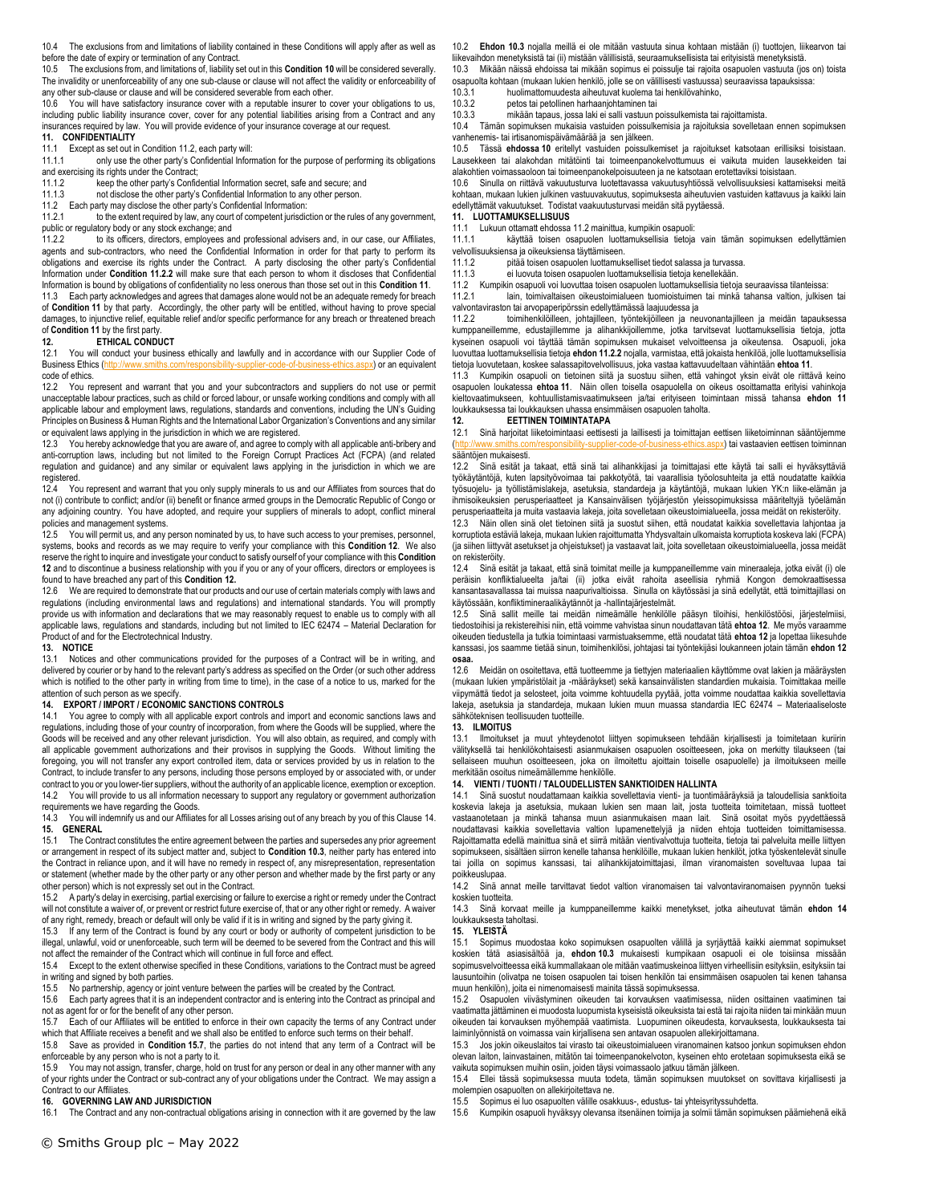10.4 The exclusions from and limitations of liability contained in these Conditions will apply after as well as before the date of expiry or termination of any Contract.

10.5 The exclusions from, and limitations of, liability set out in this **Condition 10** will be considered severally. The invalidity or unenforceability of any one sub-clause or clause will not affect the validity or enforceability of any other sub-clause or clause and will be considered severable from each other.

10.6 You will have satisfactory insurance cover with a reputable insurer to cover your obligations to us, including public liability insurance cover, cover for any potential liabilities arising from a Contract and any insurances required by law. You will provide evidence of your insurance coverage at our request.

**11. CONFIDENTIALITY**

11.1 Except as set out in Condition 11.2, each party will:

11.1.1 only use the other party's Confidential Information for the purpose of performing its obligations and exercising its rights under the Contract;

11.1.2 keep the other party's Confidential Information secret, safe and secure; and

11.1.3 not disclose the other party's Confidential Information to any other person.

11.2 Each party may disclose the other party's Confidential Information:

11.2.1 to the extent required by law, any court of competent jurisdiction or the rules of any government, public or regulatory body or any stock exchange; and

11.2.2 to its officers, directors, employees and professional advisers and, in our case, our Affiliates, agents and sub-contractors, who need the Confidential Information in order for that party to perform its obligations and exercise its rights under the Contract. A party disclosing the other party's Confidential Information under **Condition 11.2.2** will make sure that each person to whom it discloses that Confidential Information is bound by obligations of confidentiality no less onerous than those set out in this **Condition 11**.

11.3 Each party acknowledges and agrees that damages alone would not be an adequate remedy for breach of **Condition 11** by that party. Accordingly, the other party will be entitled, without having to prove special damages, to injunctive relief, equitable relief and/or specific performance for any breach or threatened breach of **Condition 11** by the first party.

**12. ETHICAL CONDUCT**

12.1 You will conduct your business ethically and lawfully and in accordance with our Supplier Code of Business Ethics (http://www.smiths.com/responsibility-supplier-code-of-business-ethics.aspx) or an equivalent code of ethics.

12.2 You represent and warrant that you and your subcontractors and suppliers do not use or permit unacceptable labour practices, such as child or forced labour, or unsafe working conditions and comply with all applicable labour and employment laws, regulations, standards and conventions, including the UN's Guiding Principles on Business & Human Rights and the International Labor Organization's Conventions and any similar or equivalent laws applying in the jurisdiction in which we are registered.

12.3 You hereby acknowledge that you are aware of, and agree to comply with all applicable anti-bribery and anti-corruption laws, including but not limited to the Foreign Corrupt Practices Act (FCPA) (and related regulation and guidance) and any similar or equivalent laws applying in the jurisdiction in which we are registered.

12.4 You represent and warrant that you only supply minerals to us and our Affiliates from sources that do not (i) contribute to conflict; and/or (ii) benefit or finance armed groups in the Democratic Republic of Congo or any adjoining country. You have adopted, and require your suppliers of minerals to adopt, conflict mineral policies and management systems.

12.5 You will permit us, and any person nominated by us, to have such access to your premises, personnel, systems, books and records as we may require to verify your compliance with this **Condition 12**. We also reserve the right to inquire and investigate your conduct to satisfy ourself of your compliance with this **Condition 12** and to discontinue a business relationship with you if you or any of your officers, directors or employees is found to have breached any part of this **Condition 12.**

12.6 We are required to demonstrate that our products and our use of certain materials comply with laws and regulations (including environmental laws and regulations) and international standards. You will promptly provide us with information and declarations that we may reasonably request to enable us to comply with all applicable laws, regulations and standards, including but not limited to IEC 62474 – Material Declaration for Product of and for the Electrotechnical Industry.

**13. NOTICE**

13.1 Notices and other communications provided for the purposes of a Contract will be in writing, and delivered by courier or by hand to the relevant party's address as specified on the Order (or such other address which is notified to the other party in writing from time to time), in the case of a notice to us, marked for the attention of such person as we specify.

**14. EXPORT / IMPORT / ECONOMIC SANCTIONS CONTROLS**

14.1 You agree to comply with all applicable export controls and import and economic sanctions laws and regulations, including those of your country of incorporation, from where the Goods will be supplied, where the Goods will be received and any other relevant jurisdiction. You will also obtain, as required, and comply with all applicable government authorizations and their provisos in supplying the Goods. Without limiting the foregoing, you will not transfer any export controlled item, data or services provided by us in relation to the Contract, to include transfer to any persons, including those persons employed by or associated with, or under contract to you or you lower-tier suppliers, without the authority of an applicable licence, exemption or exception.

14.2 You will provide to us all information necessary to support any regulatory or government authorization requirements we have regarding the Goods.

14.3 You will indemnify us and our Affiliates for all Losses arising out of any breach by you of this Clause 14.

**15. GENERAL**

15.1 The Contract constitutes the entire agreement between the parties and supersedes any prior agreement or arrangement in respect of its subject matter and, subject to **Condition 10.3**, neither party has entered into the Contract in reliance upon, and it will have no remedy in respect of, any misrepresentation, representation or statement (whether made by the other party or any other person and whether made by the first party or any other person) which is not expressly set out in the Contract.

15.2 A party's delay in exercising, partial exercising or failure to exercise a right or remedy under the Contract will not constitute a waiver of, or prevent or restrict future exercise of, that or any other right or remedy. A waiver of any right, remedy, breach or default will only be valid if it is in writing and signed by the party giving it.

15.3 If any term of the Contract is found by any court or body or authority of competent jurisdiction to be illegal, unlawful, void or unenforceable, such term will be deemed to be severed from the Contract and this will not affect the remainder of the Contract which will continue in full force and effect.

15.4 Except to the extent otherwise specified in these Conditions, variations to the Contract must be agreed in writing and signed by both parties.

15.5 No partnership, agency or joint venture between the parties will be created by the Contract.

15.6 Each party agrees that it is an independent contractor and is entering into the Contract as principal and not as agent for or for the benefit of any other person.

15.7 Each of our Affiliates will be entitled to enforce in their own capacity the terms of any Contract under which that Affiliate receives a benefit and we shall also be entitled to enforce such terms on their behalf.

15.8 Save as provided in **Condition 15.7**, the parties do not intend that any term of a Contract will be enforceable by any person who is not a party to it.

15.9 You may not assign, transfer, charge, hold on trust for any person or deal in any other manner with any of your rights under the Contract or sub-contract any of your obligations under the Contract. We may assign a Contract to our Affiliates.

**16. GOVERNING LAW AND JURISDICTION**

16.1 The Contract and any non-contractual obligations arising in connection with it are governed by the law

10.2 **Ehdon 10.3** nojalla meillä ei ole mitään vastuuta sinua kohtaan mistään (i) tuottojen, liikearvon tai liikevaihdon menetyksistä tai (ii) mistään välillisistä, seuraamuksellisista tai erityisistä menetyksistä.

10.3 Mikään näissä ehdoissa tai mikään sopimus ei poissulje tai rajoita osapuolen vastuuta (jos on) toista osapuolta kohtaan (mukaan lukien henkilö, jolle se on välillisesti vastuussa) seuraavissa tapauksissa:

10.3.1 huolimattomuudesta aiheutuvat kuolema tai henkilövahinko,

10.3.2 petos tai petollinen harhaanjohtaminen tai

10.3.3 mikään tapaus, jossa laki ei salli vastuun poissulkemista tai rajoittamista.

10.4 Tämän sopimuksen mukaisia vastuiden poissulkemisia ja rajoituksia sovelletaan ennen sopimuksen vanhenemis- tai irtisanomispäivämäärää ja sen jälkeen.

10.5 Tässä **ehdossa 10** eritellyt vastuiden poissulkemiset ja rajoitukset katsotaan erillisiksi toisistaan. Lausekkeen tai alakohdan mitätöinti tai toimeenpanokelvottomuus ei vaikuta muiden lausekkeiden tai alakohtien voimassaoloon tai toimeenpanokelpoisuuteen ja ne katsotaan erotettaviksi toisistaan.

10.6 Sinulla on riittävä vakuutusturva luotettavassa vakuutusyhtiössä velvollisuuksiesi kattamiseksi meitä kohtaan, mukaan lukien julkinen vastuuvakuutus, sopimuksesta aiheutuvien vastuiden kattavuus ja kaikki lain edellyttämät vakuutukset. Todistat vakuutusturvasi meidän sitä pyytäessä.

**11. LUOTTAMUKSELLISUUS**

11.1 Lukuun ottamatt ehdossa 11.2 mainittua, kumpikin osapuoli:

11.1.1 käyttää toisen osapuolen luottamuksellisia tietoja vain tämän sopimuksen edellyttämien velvollisuuksiensa ja oikeuksiensa täyttämiseen.

11.1.2 pitää toisen osapuolen luottamukselliset tiedot salassa ja turvassa.

11.1.3 ei luovuta toisen osapuolen luottamuksellisia tietoja kenellekään.

11.2 Kumpikin osapuoli voi luovuttaa toisen osapuolen luottamuksellisia tietoja seuraavissa tilanteissa:

11.2.1 lain, toimivaltaisen oikeustoimialueen tuomioistuimen tai minkä tahansa valtion, julkisen tai valvontaviraston tai arvopaperipörssin edellyttämässä laajuudessa ja

11.2.2 toimihenkilöilleen, johtajilleen, työntekijöilleen ja neuvonantajilleen ja meidän tapauksessa kumppaneillemme, edustajillemme ja alihankkijoillemme, jotka tarvitsevat luottamuksellisia tietoja, jotta kyseinen osapuoli voi täyttää tämän sopimuksen mukaiset velvoitteensa ja oikeutensa. Osapuoli, joka luovuttaa luottamuksellisia tietoja **ehdon 11.2.2** nojalla, varmistaa, että jokaista henkilöä, jolle luottamuksellisia tietoja luovutetaan, koskee salassapitovelvollisuus, joka vastaa kattavuudeltaan vähintään **ehtoa 11**.

11.3 Kumpikin osapuoli on tietoinen siitä ja suostuu siihen, että vahingot yksin eivät ole riittävä keino osapuolen loukatessa **ehtoa 11**. Näin ollen toisella osapuolella on oikeus osoittamatta erityisi vahinkoja kieltovaatimukseen, kohtuullistamisvaatimukseen ja/tai erityiseen toimintaan missä tahansa **ehdon 11** loukkauksessa tai loukkauksen uhassa ensimmäisen osapuolen taholta.

**12. EETTINEN TOIMINTATAPA**

12.1 Sinä harjoitat liiketoimintaasi eettisesti ja laillisesti ja toimittajan eettisen liiketoiminnan sääntöjemme (http://www.smiths.com/responsibility-supplier-code-of-business-ethics.aspx) tai vastaavien eettisen toiminnan sääntöjen mukaisesti.

12.2 Sinä esität ja takaat, että sinä tai alihankkijasi ja toimittajasi ette käytä tai salli ei hyväksyttäviä työkäytäntöjä, kuten lapsityövoimaa tai pakkotyötä, tai vaarallisia työolosuhteita ja että noudatatte kaikkia työsuojelu- ja työllistämislakeja, asetuksia, standardeja ja käytäntöjä, mukaan lukien YK:n liike-elämän ja ihmisoikeuksien perusperiaatteet ja Kansainvälisen työjärjestön yleissopimuksissa määriteltyjä työelämän perusperiaatteita ja muita vastaavia lakeja, joita sovelletaan oikeustoimialueella, jossa meidät on rekisteröity.

12.3 Näin ollen sinä olet tietoinen siitä ja suostut siihen, että noudatat kaikkia sovellettavia lahjontaa ja korruptiota estäviä lakeja, mukaan lukien rajoittumatta Yhdysvaltain ulkomaista korruptiota koskeva laki (FCPA) (ja siihen liittyvät asetukset ja ohjeistukset) ja vastaavat lait, joita sovelletaan oikeustoimialueella, jossa meidät on rekisteröity.

12.4 Sinä esität ja takaat, että sinä toimitat meille ja kumppaneillemme vain mineraaleja, jotka eivät (i) ole peräisin konfliktialueelta ja/tai (ii) jotka eivät rahoita aseellisia ryhmiä Kongon demokraattisessa kansantasavallassa tai muissa naapurivaltioissa. Sinulla on käytössäsi ja sinä edellytät, että toimittajillasi on käytössään, konfliktimineraalikäytännöt ja -hallintajärjestelmät.

12.5 Sinä sallit meille tai meidän nimeämälle henkilölle pääsyn tiloihisi, henkilöstöösi, järjestelmiisi, tiedostoihisi ja rekistereihisi niin, että voimme vahvistaa sinun noudattavan tätä **ehtoa 12**. Me myös varaamme oikeuden tiedustella ja tutkia toimintaasi varmistuaksemme, että noudatat tätä **ehtoa 12** ja lopettaa liikesuhde kanssasi, jos saamme tietää sinun, toimihenkilösi, johtajasi tai työntekijäsi loukanneen jotain tämän **ehdon 12 osaa.**

12.6 Meidän on osoitettava, että tuotteemme ja tiettyjen materiaalien käyttömme ovat lakien ja määräysten (mukaan lukien ympäristölait ja -määräykset) sekä kansainvälisten standardien mukaisia. Toimittakaa meille viipymättä tiedot ja selosteet, joita voimme kohtuudella pyytää, jotta voimme noudattaa kaikkia sovellettavia lakeja, asetuksia ja standardeja, mukaan lukien muun muassa standardia IEC 62474 – Materiaaliseloste sähköteknisen teollisuuden tuotteille.

**13. ILMOITUS**

13.1 Ilmoitukset ja muut yhteydenotot liittyen sopimukseen tehdään kirjallisesti ja toimitetaan kuriirin välityksellä tai henkilökohtaisesti asianmukaisen osapuolen osoitteeseen, joka on merkitty tilaukseen (tai sellaiseen muuhun osoitteeseen, joka on ilmoitettu ajoittain toiselle osapuolelle) ja ilmoitukseen meille merkitään osoitus nimeämällemme henkilölle.

**14. VIENTI / TUONTI / TALOUDELLISTEN SANKTIOIDEN HALLINTA**

14.1 Sinä suostut noudattamaan kaikkia sovellettavia vienti- ja tuontimääräyksiä ja taloudellisia sanktioita koskevia lakeja ja asetuksia, mukaan lukien sen maan lait, josta tuotteita toimitetaan, missä tuotteet vastaanotetaan ja minkä tahansa muun asianmukaisen maan lait. Sinä osoitat myös pyydettäessä noudattavasi kaikkia sovellettavia valtion lupamenettelyjä ja niiden ehtoja tuotteiden toimittamisessa. Rajoittamatta edellä mainittua sinä et siirrä mitään vientivalvottuja tuotteita, tietoja tai palveluita meille liittyen sopimukseen, sisältäen siirron kenelle tahansa henkilöille, mukaan lukien henkilöt, jotka työskentelevät sinulle tai joilla on sopimus kanssasi, tai alihankkijatoimittajasi, ilman viranomaisten soveltuvaa lupaa tai poikkeuslupaa.

14.2 Sinä annat meille tarvittavat tiedot valtion viranomaisen tai valvontaviranomaisen pyynnön tueksi koskien tuotteita.

14.3 Sinä korvaat meille ja kumppaneillemme kaikki menetykset, jotka aiheutuvat tämän **ehdon 14** loukkauksesta taholtasi.

**15. YLEISTÄ**

15.1 Sopimus muodostaa koko sopimuksen osapuolten välillä ja syrjäyttää kaikki aiemmat sopimukset koskien tätä asiasisältöä ja, **ehdon 10.3** mukaisesti kumpikaan osapuoli ei ole toisiinsa missään sopimusvelvoitteessa eikä kummallakaan ole mitään vaatimuskeinoa liittyen virheellisiin esityksiin, esityksiin tai lausuntoihin (olivatpa ne toisen osapuolen tai toisen henkilön tai ensimmäisen osapuolen tai kenen tahansa muun henkilön), joita ei nimenomaisesti mainita tässä sopimuksessa.

15.2 Osapuolen viivästyminen oikeuden tai korvauksen vaatimisessa, niiden osittainen vaatiminen tai vaatimatta jättäminen ei muodosta luopumista kyseisistä oikeuksista tai estä tai rajoita niiden tai minkään muun oikeuden tai korvauksen myöhempää vaatimista. Luopuminen oikeudesta, korvauksesta, loukkauksesta tai laiminlyönnistä on voimassa vain kirjallisena sen antavan osapuolen allekirjoittamana.

15.3 Jos jokin oikeuslaitos tai virasto tai oikeustoimialueen viranomainen katsoo jonkun sopimuksen ehdon olevan laiton, lainvastainen, mitätön tai toimeenpanokelvoton, kyseinen ehto erotetaan sopimuksesta eikä se vaikuta sopimuksen muihin osiin, joiden täysi voimassaolo jatkuu tämän jälkeen.

15.4 Ellei tässä sopimuksessa muuta todeta, tämän sopimuksen muutokset on sovittava kirjallisesti ja molempien osapuolten on allekirjoitettava ne.

15.5 Sopimus ei luo osapuolten välille osakkuus-, edustus- tai yhteisyrityssuhdetta.

15.6 Kumpikin osapuoli hyväksyy olevansa itsenäinen toimija ja solmii tämän sopimuksen päämiehenä eikä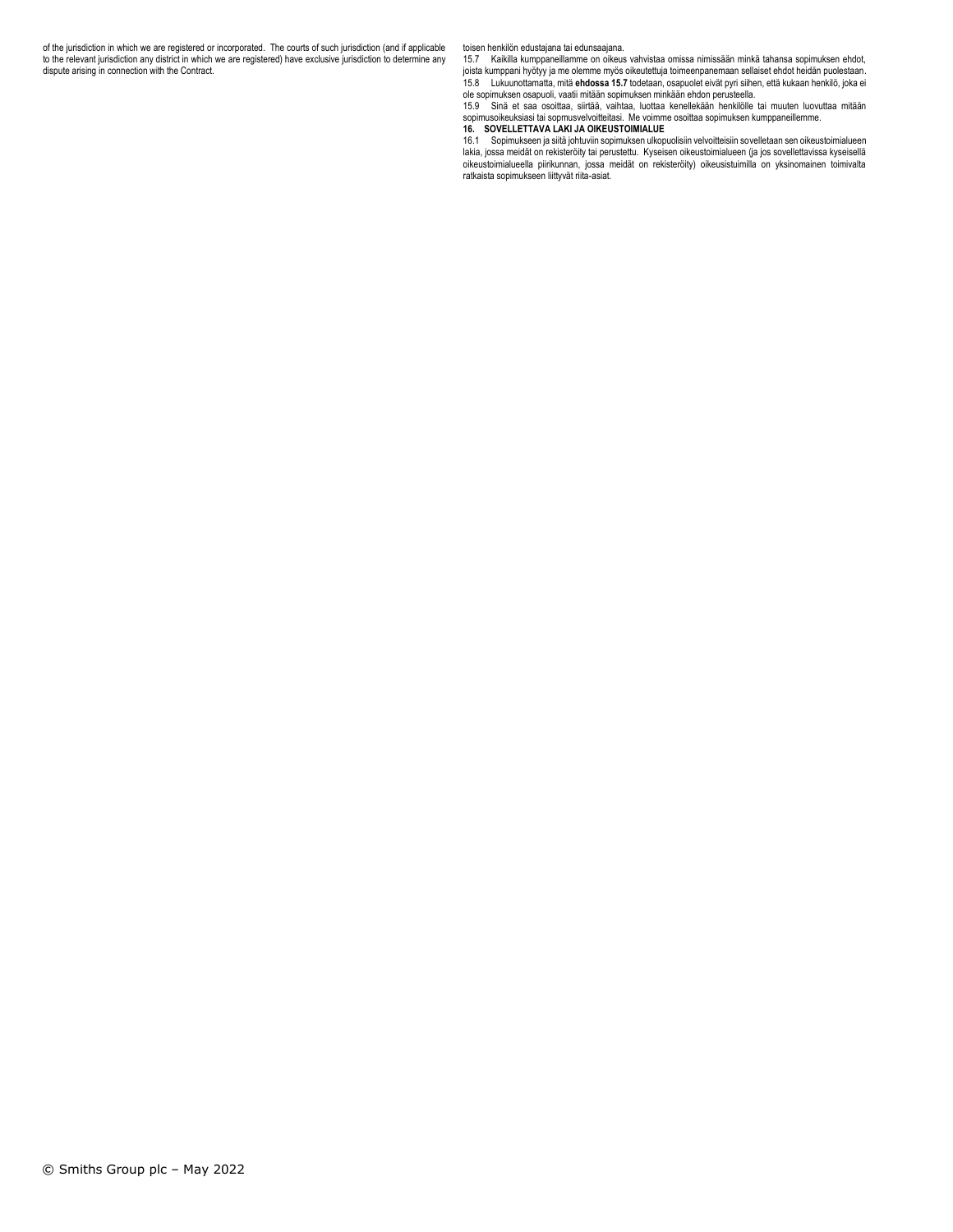of the jurisdiction in which we are registered or incorporated. The courts of such jurisdiction (and if applicable to the relevant jurisdiction any district in which we are registered) have exclusive jurisdiction to determine any dispute arising in connection with the Contract.

toisen henkilön edustajana tai edunsaajana.

15.7 Kaikilla kumppaneillamme on oikeus vahvistaa omissa nimissään minkä tahansa sopimuksen ehdot, joista kumppani hyötyy ja me olemme myös oikeutettuja toimeenpanemaan sellaiset ehdot heidän puolestaan.

15.8 Lukuunottamatta, mitä **ehdossa 15.7** todetaan, osapuolet eivät pyri siihen, että kukaan henkilö, joka ei ole sopimuksen osapuoli, vaatii mitään sopimuksen minkään ehdon perusteella.

15.9 Sinä et saa osoittaa, siirtää, vaihtaa, luottaa kenellekään henkilölle tai muuten luovuttaa mitään sopimusoikeuksiasi tai sopmusvelvoitteitasi. Me voimme osoittaa sopimuksen kumppaneillemme.

**16. SOVELLETTAVA LAKI JA OIKEUSTOIMIALUE**

16.1 Sopimukseen ja siitä johtuviin sopimuksen ulkopuolisiin velvoitteisiin sovelletaan sen oikeustoimialueen lakia, jossa meidät on rekisteröity tai perustettu. Kyseisen oikeustoimialueen (ja jos sovellettavissa kyseisellä oikeustoimialueella piirikunnan, jossa meidät on rekisteröity) oikeusistuimilla on yksinomainen toimivalta ratkaista sopimukseen liittyvät riita-asiat.

© Smiths Group plc – May 2022